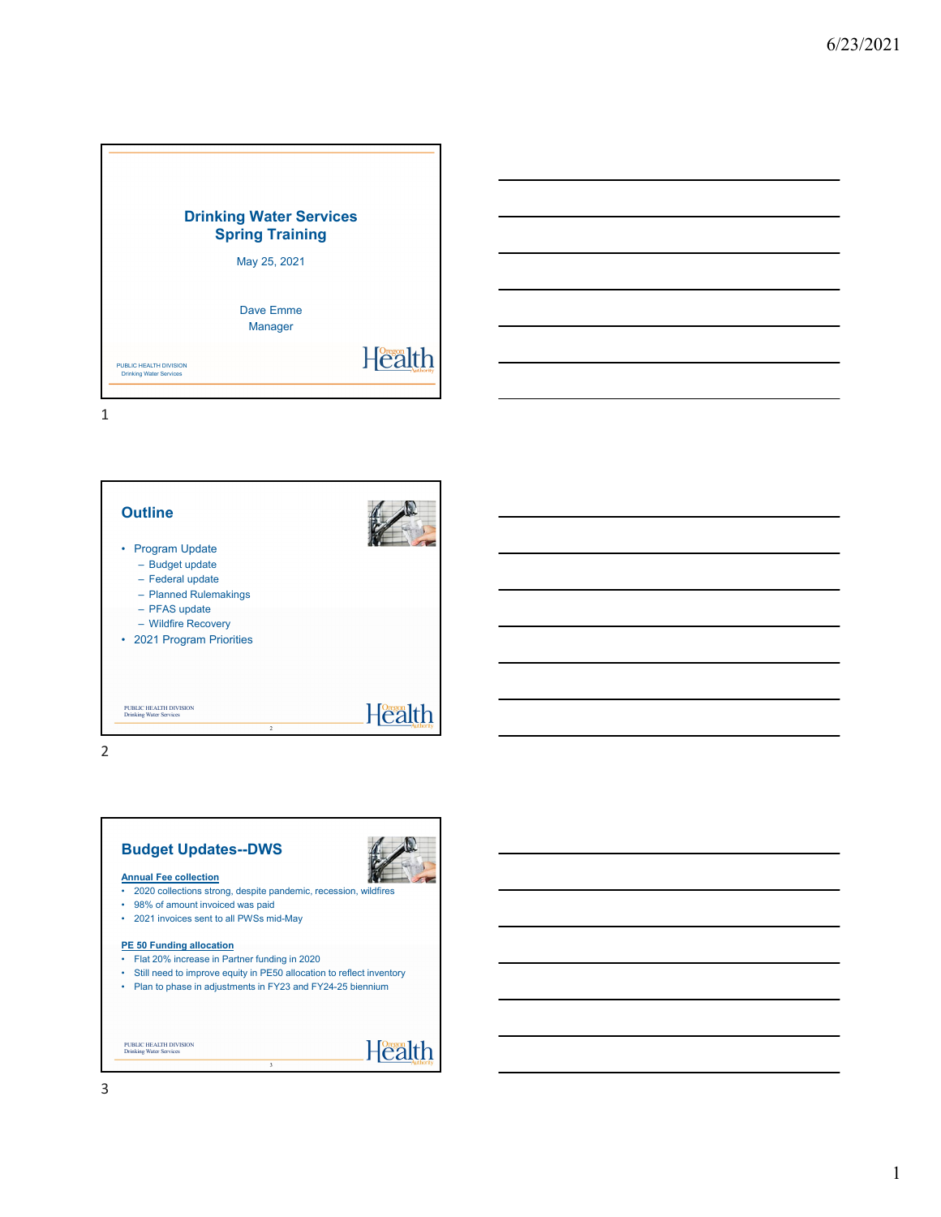# Drinking Water Services Spring Training

May 25, 2021

Dave Emme
Manager

PUBLIC HEALTH DIVISION
Drinking Water Services

## Outline

- Program Update
  - Budget update
  - Federal update
  - Planned Rulemakings
  - PFAS update
  - Wildfire Recovery
- 2021 Program Priorities

## Budget Updates--DWS

**Annual Fee collection**

- 2020 collections strong, despite pandemic, recession, wildfires
- 98% of amount invoiced was paid
- 2021 invoices sent to all PWSs mid-May

**PE 50 Funding allocation**

- Flat 20% increase in Partner funding in 2020
- Still need to improve equity in PE50 allocation to reflect inventory
- Plan to phase in adjustments in FY23 and FY24-25 biennium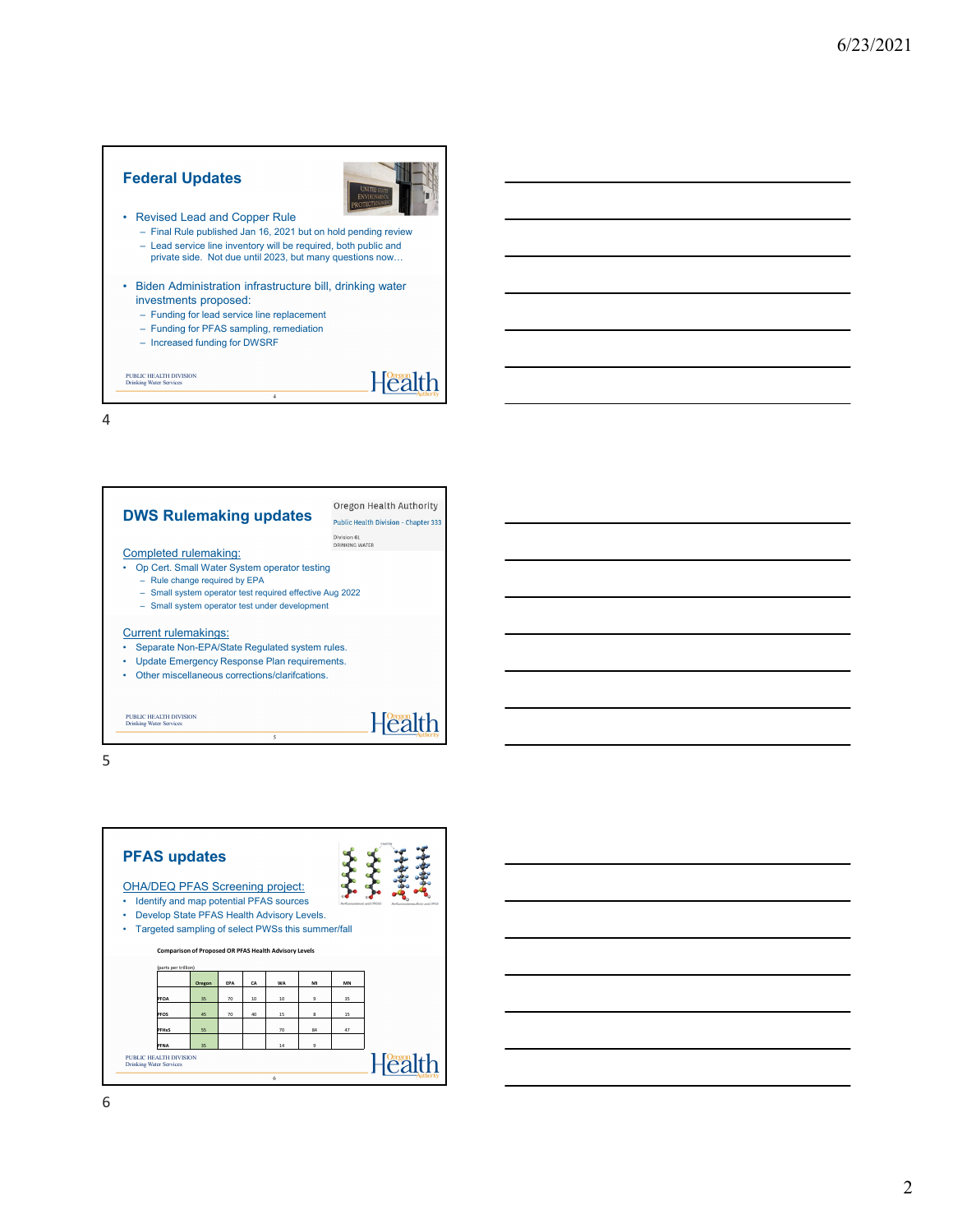## Federal Updates

- Revised Lead and Copper Rule
  - Final Rule published Jan 16, 2021 but on hold pending review
  - Lead service line inventory will be required, both public and private side. Not due until 2023, but many questions now…
- Biden Administration infrastructure bill, drinking water investments proposed:
  - Funding for lead service line replacement
  - Funding for PFAS sampling, remediation
  - Increased funding for DWSRF

PUBLIC HEALTH DIVISION
Drinking Water Services

## DWS Rulemaking updates

Oregon Health Authority
Public Health Division - Chapter 333
Division 61
DRINKING WATER

Completed rulemaking:

- Op Cert. Small Water System operator testing
  - Rule change required by EPA
  - Small system operator test required effective Aug 2022
  - Small system operator test under development

Current rulemakings:

- Separate Non-EPA/State Regulated system rules.
- Update Emergency Response Plan requirements.
- Other miscellaneous corrections/clarifcations.

PUBLIC HEALTH DIVISION
Drinking Water Services

## PFAS updates

OHA/DEQ PFAS Screening project:

- Identify and map potential PFAS sources
- Develop State PFAS Health Advisory Levels.
- Targeted sampling of select PWSs this summer/fall

**Comparison of Proposed OR PFAS Health Advisory Levels**

(parts per trillion)

| | Oregon | EPA | CA | WA | MI | MN |
|---|---|---|---|---|---|---|
| PFOA | 35 | 70 | 10 | 10 | 9 | 35 |
| PFOS | 45 | 70 | 40 | 15 | 8 | 15 |
| PFHxS | 55 | | | 70 | 84 | 47 |
| PFNA | 35 | | | 14 | 9 | |

PUBLIC HEALTH DIVISION
Drinking Water Services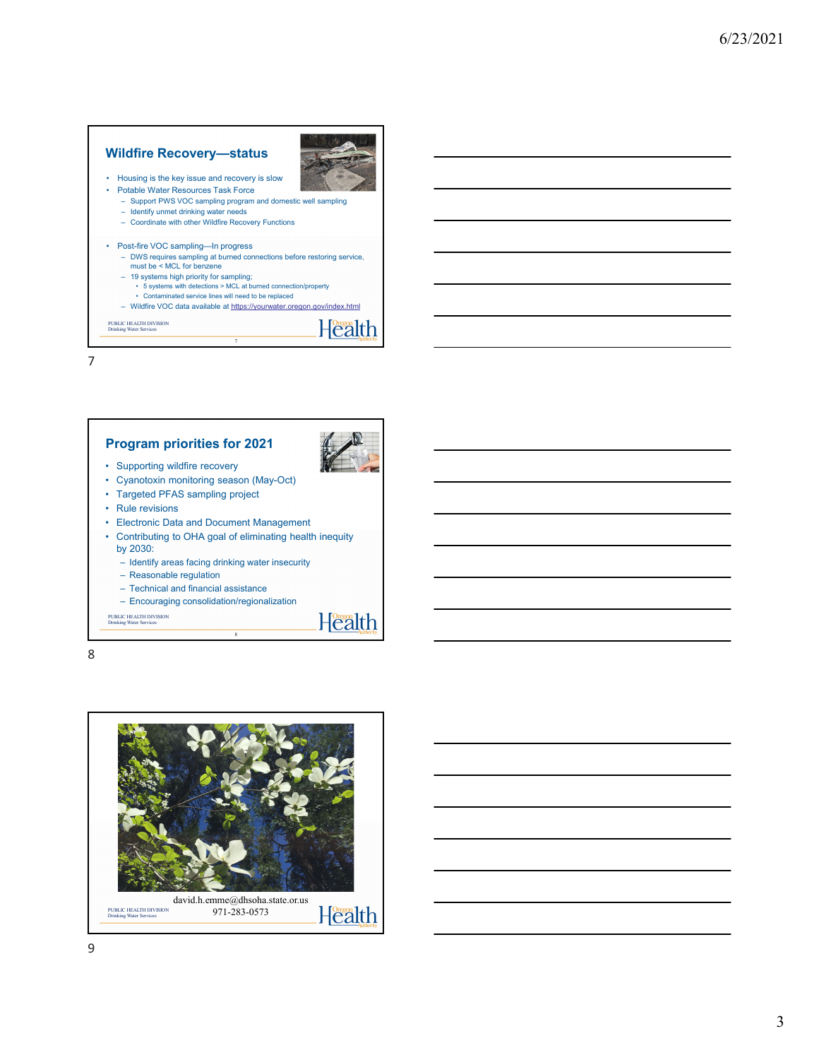## Wildfire Recovery—status

- Housing is the key issue and recovery is slow
- Potable Water Resources Task Force
  - Support PWS VOC sampling program and domestic well sampling
  - Identify unmet drinking water needs
  - Coordinate with other Wildfire Recovery Functions
- Post-fire VOC sampling—In progress
  - DWS requires sampling at burned connections before restoring service, must be < MCL for benzene
  - 19 systems high priority for sampling;
    - 5 systems with detections > MCL at burned connection/property
    - Contaminated service lines will need to be replaced
  - Wildfire VOC data available at https://yourwater.oregon.gov/index.html

PUBLIC HEALTH DIVISION
Drinking Water Services

## Program priorities for 2021

- Supporting wildfire recovery
- Cyanotoxin monitoring season (May-Oct)
- Targeted PFAS sampling project
- Rule revisions
- Electronic Data and Document Management
- Contributing to OHA goal of eliminating health inequity by 2030:
  - Identify areas facing drinking water insecurity
  - Reasonable regulation
  - Technical and financial assistance
  - Encouraging consolidation/regionalization

PUBLIC HEALTH DIVISION
Drinking Water Services

david.h.emme@dhsoha.state.or.us
971-283-0573

PUBLIC HEALTH DIVISION
Drinking Water Services